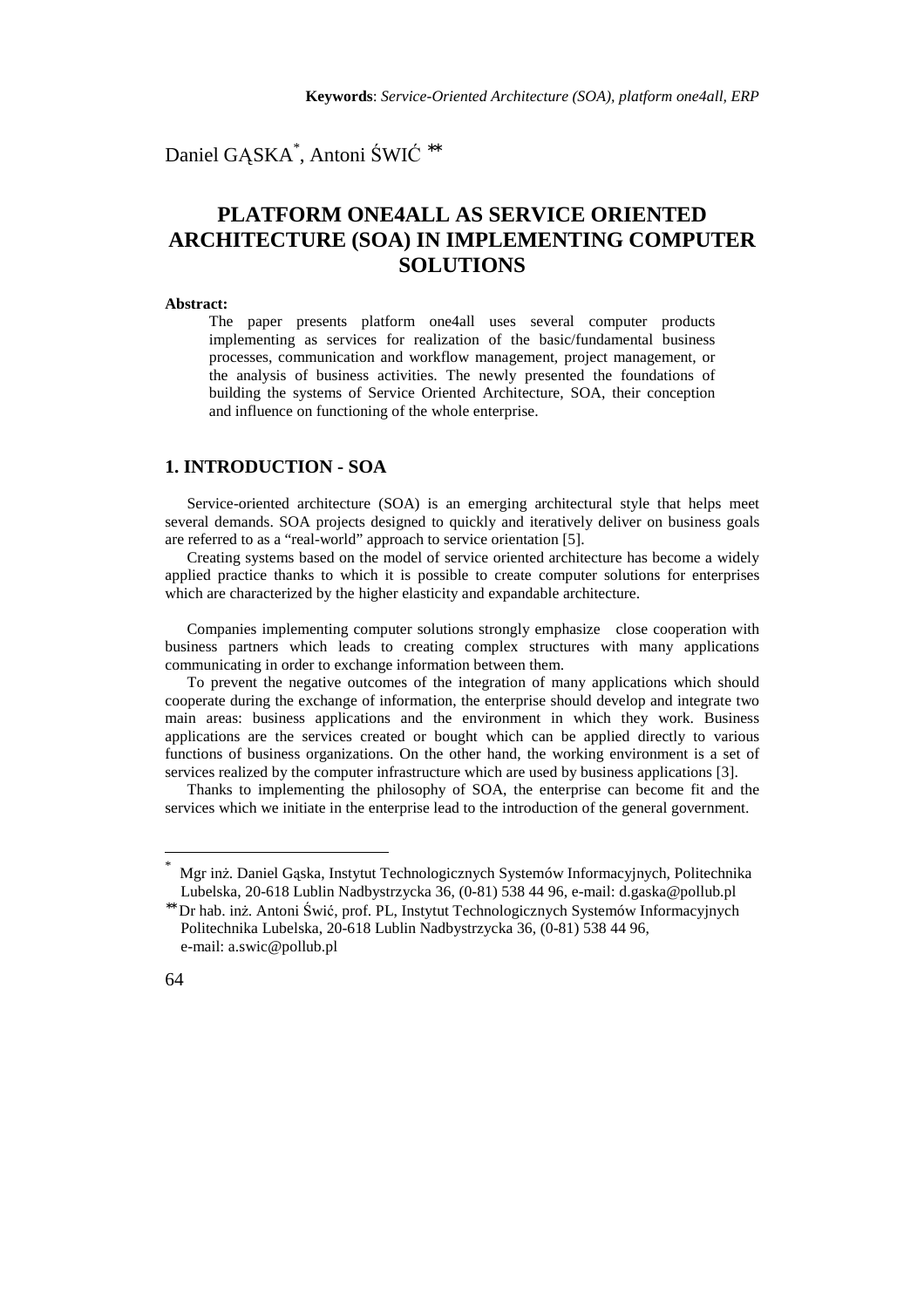**Keywords**: *Service-Oriented Architecture (SOA), platform one4all, ERP*

Daniel GĄSKA[*], Antoni ŚWIĆ [**]

# PLATFORM ONE4ALL AS SERVICE ORIENTED ARCHITECTURE (SOA) IN IMPLEMENTING COMPUTER SOLUTIONS

**Abstract:**

The paper presents platform one4all uses several computer products implementing as services for realization of the basic/fundamental business processes, communication and workflow management, project management, or the analysis of business activities. The newly presented the foundations of building the systems of Service Oriented Architecture, SOA, their conception and influence on functioning of the whole enterprise.

## 1. INTRODUCTION - SOA

Service-oriented architecture (SOA) is an emerging architectural style that helps meet several demands. SOA projects designed to quickly and iteratively deliver on business goals are referred to as a "real-world" approach to service orientation [5].

Creating systems based on the model of service oriented architecture has become a widely applied practice thanks to which it is possible to create computer solutions for enterprises which are characterized by the higher elasticity and expandable architecture.

Companies implementing computer solutions strongly emphasize close cooperation with business partners which leads to creating complex structures with many applications communicating in order to exchange information between them.

To prevent the negative outcomes of the integration of many applications which should cooperate during the exchange of information, the enterprise should develop and integrate two main areas: business applications and the environment in which they work. Business applications are the services created or bought which can be applied directly to various functions of business organizations. On the other hand, the working environment is a set of services realized by the computer infrastructure which are used by business applications [3].

Thanks to implementing the philosophy of SOA, the enterprise can become fit and the services which we initiate in the enterprise lead to the introduction of the general government.

---

[*] Mgr inż. Daniel Gąska, Instytut Technologicznych Systemów Informacyjnych, Politechnika Lubelska, 20-618 Lublin Nadbystrzycka 36, (0-81) 538 44 96, e-mail: d.gaska@pollub.pl

[**] Dr hab. inż. Antoni Świć, prof. PL, Instytut Technologicznych Systemów Informacyjnych Politechnika Lubelska, 20-618 Lublin Nadbystrzycka 36, (0-81) 538 44 96, e-mail: a.swic@pollub.pl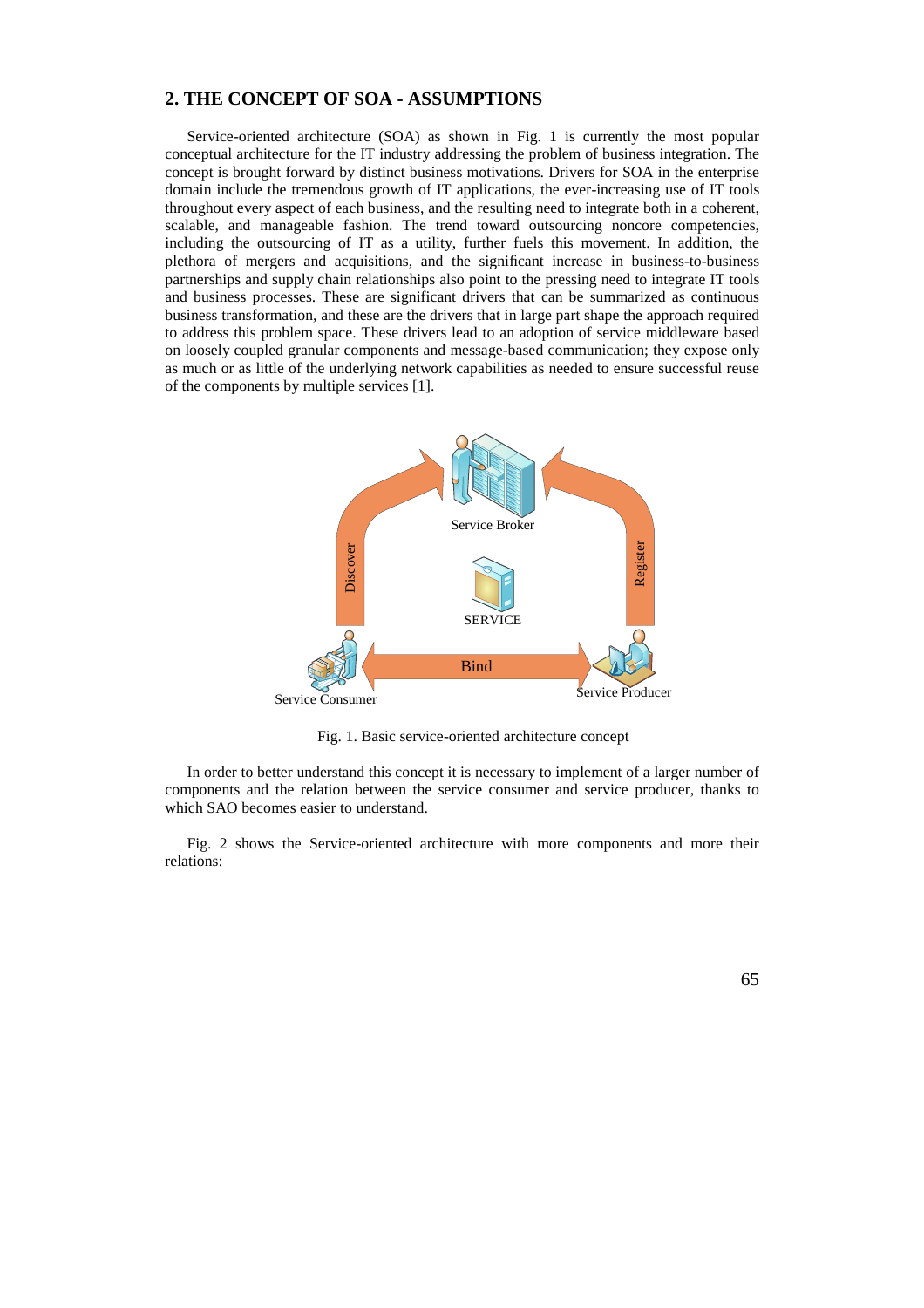## 2. THE CONCEPT OF SOA - ASSUMPTIONS

Service-oriented architecture (SOA) as shown in Fig. 1 is currently the most popular conceptual architecture for the IT industry addressing the problem of business integration. The concept is brought forward by distinct business motivations. Drivers for SOA in the enterprise domain include the tremendous growth of IT applications, the ever-increasing use of IT tools throughout every aspect of each business, and the resulting need to integrate both in a coherent, scalable, and manageable fashion. The trend toward outsourcing noncore competencies, including the outsourcing of IT as a utility, further fuels this movement. In addition, the plethora of mergers and acquisitions, and the significant increase in business-to-business partnerships and supply chain relationships also point to the pressing need to integrate IT tools and business processes. These are significant drivers that can be summarized as continuous business transformation, and these are the drivers that in large part shape the approach required to address this problem space. These drivers lead to an adoption of service middleware based on loosely coupled granular components and message-based communication; they expose only as much or as little of the underlying network capabilities as needed to ensure successful reuse of the components by multiple services [1].

Service Broker

Discover

Register

SERVICE

Bind

Service Consumer

Service Producer

Fig. 1. Basic service-oriented architecture concept

In order to better understand this concept it is necessary to implement of a larger number of components and the relation between the service consumer and service producer, thanks to which SAO becomes easier to understand.

Fig. 2 shows the Service-oriented architecture with more components and more their relations: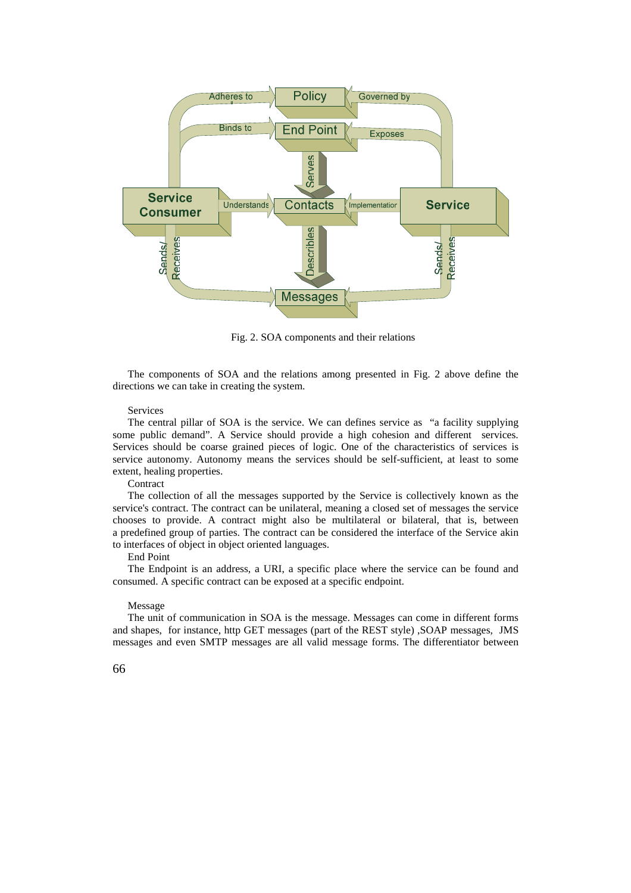Adheres to
Policy
Governed by
Binds to
End Point
Exposes
Serves
Service Consumer
Understands
Contacts
Implementation
Service
Sends/ Receives
Describles
Sends/ Receives
Messages

Fig. 2. SOA components and their relations

The components of SOA and the relations among presented in Fig. 2 above define the directions we can take in creating the system.

Services

The central pillar of SOA is the service. We can defines service as "a facility supplying some public demand". A Service should provide a high cohesion and different services. Services should be coarse grained pieces of logic. One of the characteristics of services is service autonomy. Autonomy means the services should be self-sufficient, at least to some extent, healing properties.

Contract

The collection of all the messages supported by the Service is collectively known as the service's contract. The contract can be unilateral, meaning a closed set of messages the service chooses to provide. A contract might also be multilateral or bilateral, that is, between a predefined group of parties. The contract can be considered the interface of the Service akin to interfaces of object in object oriented languages.

End Point

The Endpoint is an address, a URI, a specific place where the service can be found and consumed. A specific contract can be exposed at a specific endpoint.

Message

The unit of communication in SOA is the message. Messages can come in different forms and shapes, for instance, http GET messages (part of the REST style) ,SOAP messages, JMS messages and even SMTP messages are all valid message forms. The differentiator between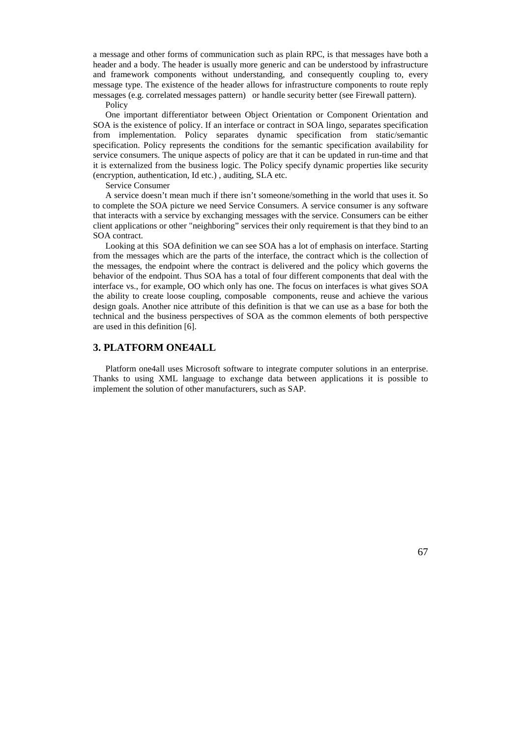a message and other forms of communication such as plain RPC, is that messages have both a header and a body. The header is usually more generic and can be understood by infrastructure and framework components without understanding, and consequently coupling to, every message type. The existence of the header allows for infrastructure components to route reply messages (e.g. correlated messages pattern) or handle security better (see Firewall pattern).

Policy

One important differentiator between Object Orientation or Component Orientation and SOA is the existence of policy. If an interface or contract in SOA lingo, separates specification from implementation. Policy separates dynamic specification from static/semantic specification. Policy represents the conditions for the semantic specification availability for service consumers. The unique aspects of policy are that it can be updated in run-time and that it is externalized from the business logic. The Policy specify dynamic properties like security (encryption, authentication, Id etc.) , auditing, SLA etc.

Service Consumer

A service doesn't mean much if there isn't someone/something in the world that uses it. So to complete the SOA picture we need Service Consumers. A service consumer is any software that interacts with a service by exchanging messages with the service. Consumers can be either client applications or other "neighboring" services their only requirement is that they bind to an SOA contract.

Looking at this SOA definition we can see SOA has a lot of emphasis on interface. Starting from the messages which are the parts of the interface, the contract which is the collection of the messages, the endpoint where the contract is delivered and the policy which governs the behavior of the endpoint. Thus SOA has a total of four different components that deal with the interface vs., for example, OO which only has one. The focus on interfaces is what gives SOA the ability to create loose coupling, composable components, reuse and achieve the various design goals. Another nice attribute of this definition is that we can use as a base for both the technical and the business perspectives of SOA as the common elements of both perspective are used in this definition [6].

## 3. PLATFORM ONE4ALL

Platform one4all uses Microsoft software to integrate computer solutions in an enterprise. Thanks to using XML language to exchange data between applications it is possible to implement the solution of other manufacturers, such as SAP.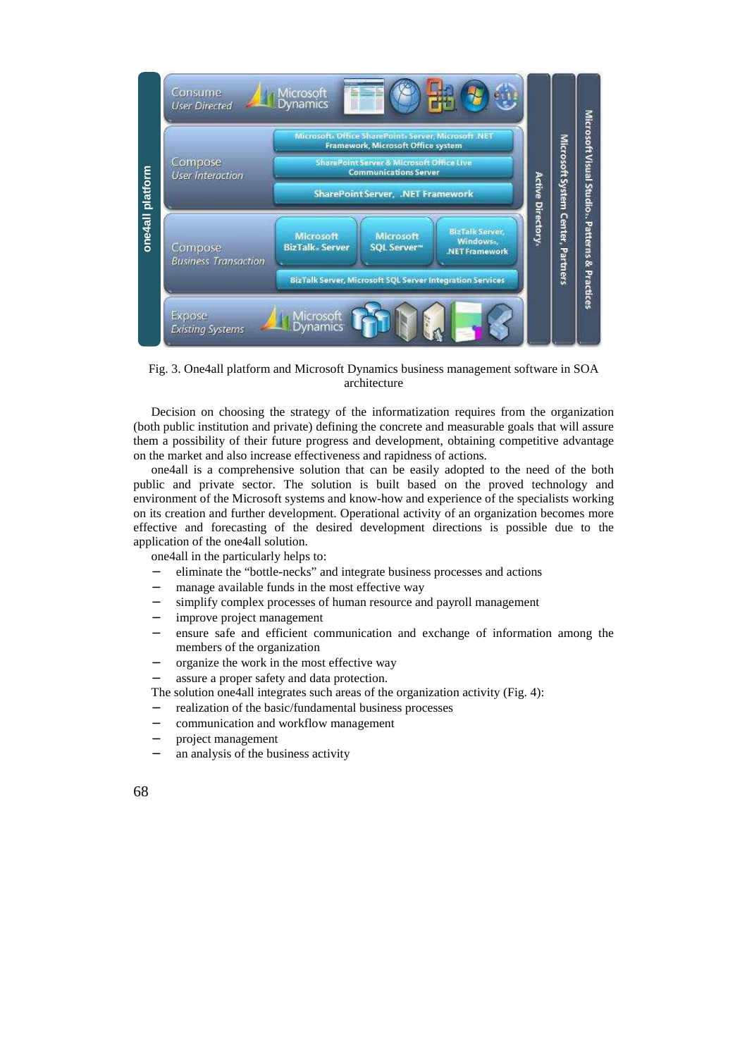Fig. 3. One4all platform and Microsoft Dynamics business management software in SOA architecture

Decision on choosing the strategy of the informatization requires from the organization (both public institution and private) defining the concrete and measurable goals that will assure them a possibility of their future progress and development, obtaining competitive advantage on the market and also increase effectiveness and rapidness of actions.

one4all is a comprehensive solution that can be easily adopted to the need of the both public and private sector. The solution is built based on the proved technology and environment of the Microsoft systems and know-how and experience of the specialists working on its creation and further development. Operational activity of an organization becomes more effective and forecasting of the desired development directions is possible due to the application of the one4all solution.

one4all in the particularly helps to:

- eliminate the "bottle-necks" and integrate business processes and actions
- manage available funds in the most effective way
- simplify complex processes of human resource and payroll management
- improve project management
- ensure safe and efficient communication and exchange of information among the members of the organization
- organize the work in the most effective way
- assure a proper safety and data protection.

The solution one4all integrates such areas of the organization activity (Fig. 4):

- realization of the basic/fundamental business processes
- communication and workflow management
- project management
- an analysis of the business activity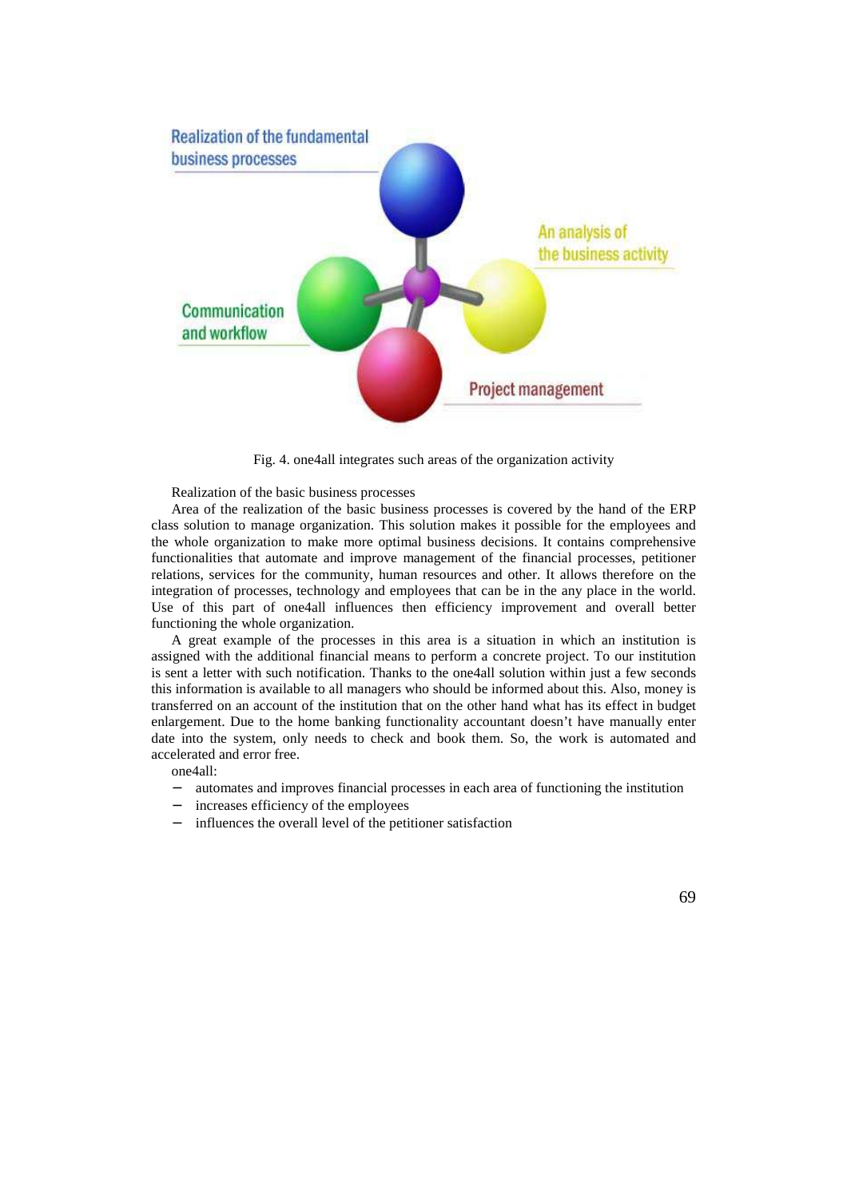Realization of the fundamental business processes

An analysis of the business activity

Communication and workflow

Project management

Fig. 4. one4all integrates such areas of the organization activity

Realization of the basic business processes

Area of the realization of the basic business processes is covered by the hand of the ERP class solution to manage organization. This solution makes it possible for the employees and the whole organization to make more optimal business decisions. It contains comprehensive functionalities that automate and improve management of the financial processes, petitioner relations, services for the community, human resources and other. It allows therefore on the integration of processes, technology and employees that can be in the any place in the world. Use of this part of one4all influences then efficiency improvement and overall better functioning the whole organization.

A great example of the processes in this area is a situation in which an institution is assigned with the additional financial means to perform a concrete project. To our institution is sent a letter with such notification. Thanks to the one4all solution within just a few seconds this information is available to all managers who should be informed about this. Also, money is transferred on an account of the institution that on the other hand what has its effect in budget enlargement. Due to the home banking functionality accountant doesn't have manually enter date into the system, only needs to check and book them. So, the work is automated and accelerated and error free.

one4all:

- automates and improves financial processes in each area of functioning the institution
- increases efficiency of the employees
- influences the overall level of the petitioner satisfaction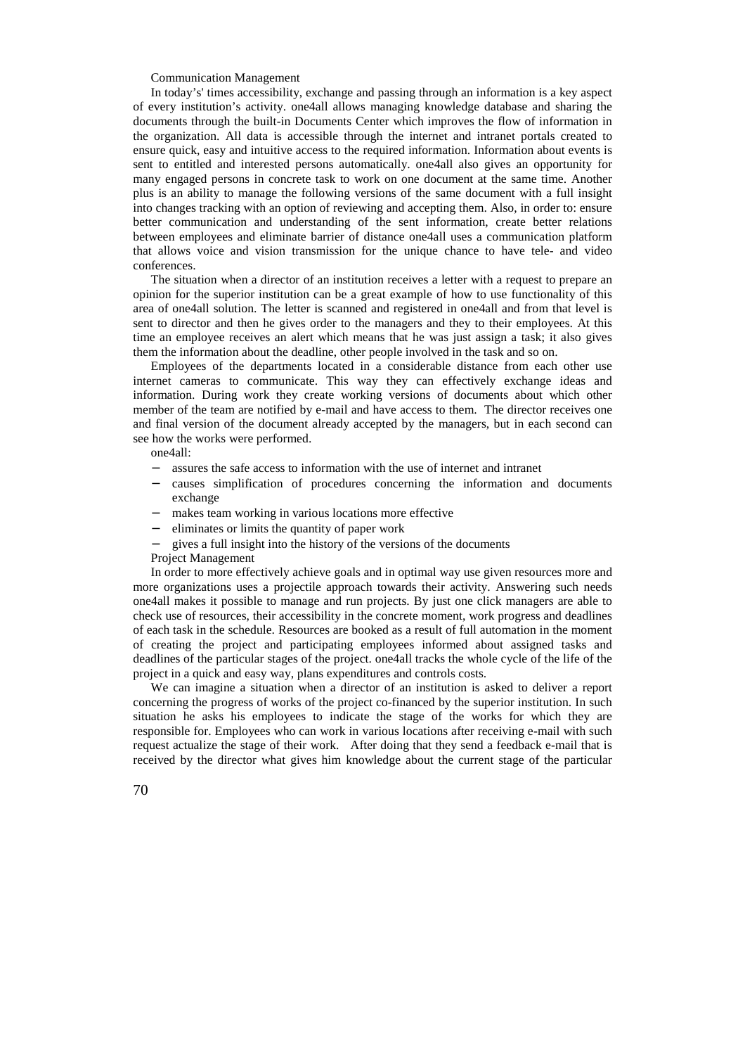Communication Management

In today's' times accessibility, exchange and passing through an information is a key aspect of every institution's activity. one4all allows managing knowledge database and sharing the documents through the built-in Documents Center which improves the flow of information in the organization. All data is accessible through the internet and intranet portals created to ensure quick, easy and intuitive access to the required information. Information about events is sent to entitled and interested persons automatically. one4all also gives an opportunity for many engaged persons in concrete task to work on one document at the same time. Another plus is an ability to manage the following versions of the same document with a full insight into changes tracking with an option of reviewing and accepting them. Also, in order to: ensure better communication and understanding of the sent information, create better relations between employees and eliminate barrier of distance one4all uses a communication platform that allows voice and vision transmission for the unique chance to have tele- and video conferences.

The situation when a director of an institution receives a letter with a request to prepare an opinion for the superior institution can be a great example of how to use functionality of this area of one4all solution. The letter is scanned and registered in one4all and from that level is sent to director and then he gives order to the managers and they to their employees. At this time an employee receives an alert which means that he was just assign a task; it also gives them the information about the deadline, other people involved in the task and so on.

Employees of the departments located in a considerable distance from each other use internet cameras to communicate. This way they can effectively exchange ideas and information. During work they create working versions of documents about which other member of the team are notified by e-mail and have access to them. The director receives one and final version of the document already accepted by the managers, but in each second can see how the works were performed.

one4all:

- assures the safe access to information with the use of internet and intranet
- causes simplification of procedures concerning the information and documents exchange
- makes team working in various locations more effective
- eliminates or limits the quantity of paper work
- gives a full insight into the history of the versions of the documents

Project Management

In order to more effectively achieve goals and in optimal way use given resources more and more organizations uses a projectile approach towards their activity. Answering such needs one4all makes it possible to manage and run projects. By just one click managers are able to check use of resources, their accessibility in the concrete moment, work progress and deadlines of each task in the schedule. Resources are booked as a result of full automation in the moment of creating the project and participating employees informed about assigned tasks and deadlines of the particular stages of the project. one4all tracks the whole cycle of the life of the project in a quick and easy way, plans expenditures and controls costs.

We can imagine a situation when a director of an institution is asked to deliver a report concerning the progress of works of the project co-financed by the superior institution. In such situation he asks his employees to indicate the stage of the works for which they are responsible for. Employees who can work in various locations after receiving e-mail with such request actualize the stage of their work. After doing that they send a feedback e-mail that is received by the director what gives him knowledge about the current stage of the particular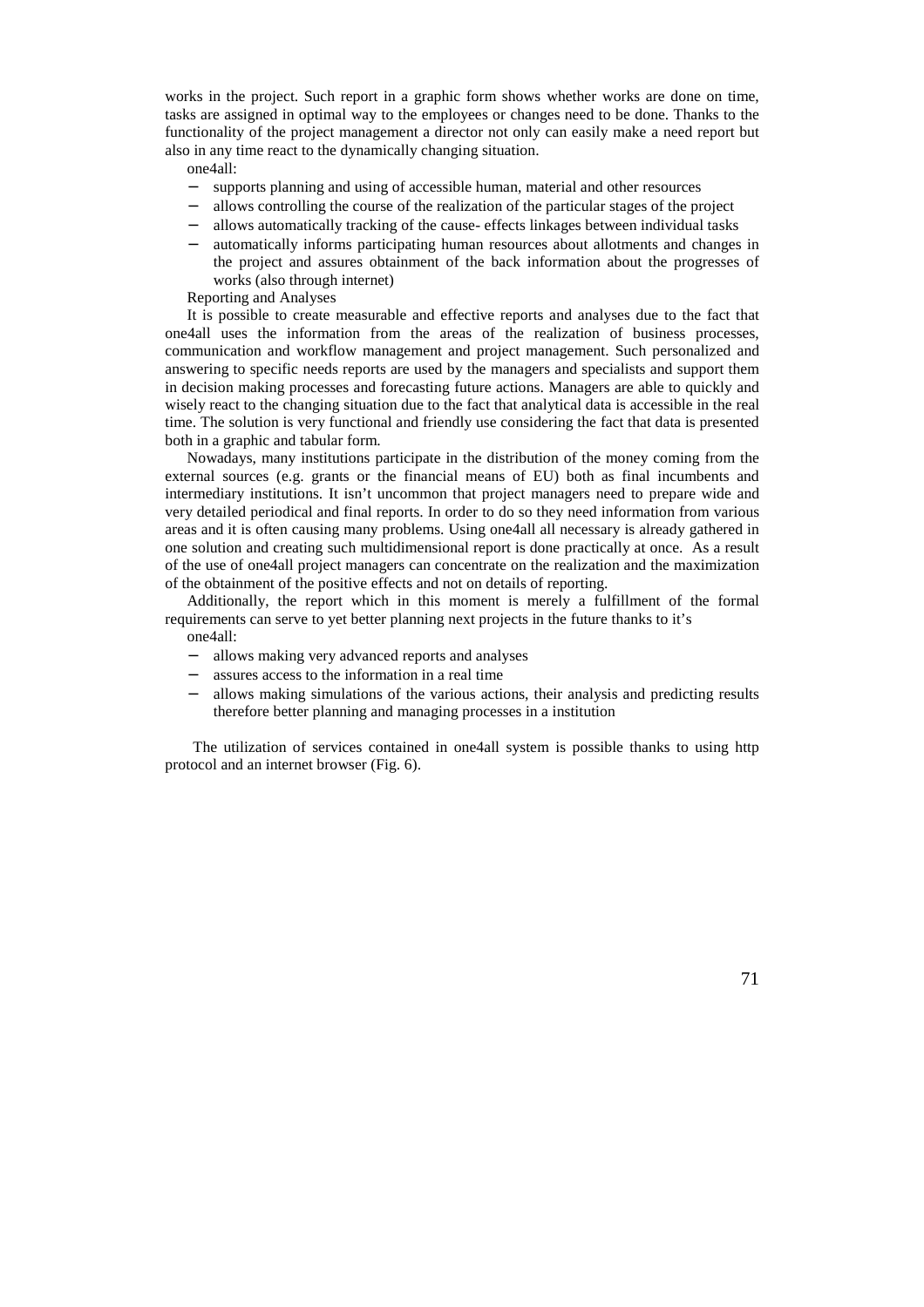works in the project. Such report in a graphic form shows whether works are done on time, tasks are assigned in optimal way to the employees or changes need to be done. Thanks to the functionality of the project management a director not only can easily make a need report but also in any time react to the dynamically changing situation.

one4all:

- supports planning and using of accessible human, material and other resources
- allows controlling the course of the realization of the particular stages of the project
- allows automatically tracking of the cause- effects linkages between individual tasks
- automatically informs participating human resources about allotments and changes in the project and assures obtainment of the back information about the progresses of works (also through internet)

Reporting and Analyses

It is possible to create measurable and effective reports and analyses due to the fact that one4all uses the information from the areas of the realization of business processes, communication and workflow management and project management. Such personalized and answering to specific needs reports are used by the managers and specialists and support them in decision making processes and forecasting future actions. Managers are able to quickly and wisely react to the changing situation due to the fact that analytical data is accessible in the real time. The solution is very functional and friendly use considering the fact that data is presented both in a graphic and tabular form.

Nowadays, many institutions participate in the distribution of the money coming from the external sources (e.g. grants or the financial means of EU) both as final incumbents and intermediary institutions. It isn't uncommon that project managers need to prepare wide and very detailed periodical and final reports. In order to do so they need information from various areas and it is often causing many problems. Using one4all all necessary is already gathered in one solution and creating such multidimensional report is done practically at once. As a result of the use of one4all project managers can concentrate on the realization and the maximization of the obtainment of the positive effects and not on details of reporting.

Additionally, the report which in this moment is merely a fulfillment of the formal requirements can serve to yet better planning next projects in the future thanks to it's

one4all:

- allows making very advanced reports and analyses
- assures access to the information in a real time
- allows making simulations of the various actions, their analysis and predicting results therefore better planning and managing processes in a institution

The utilization of services contained in one4all system is possible thanks to using http protocol and an internet browser (Fig. 6).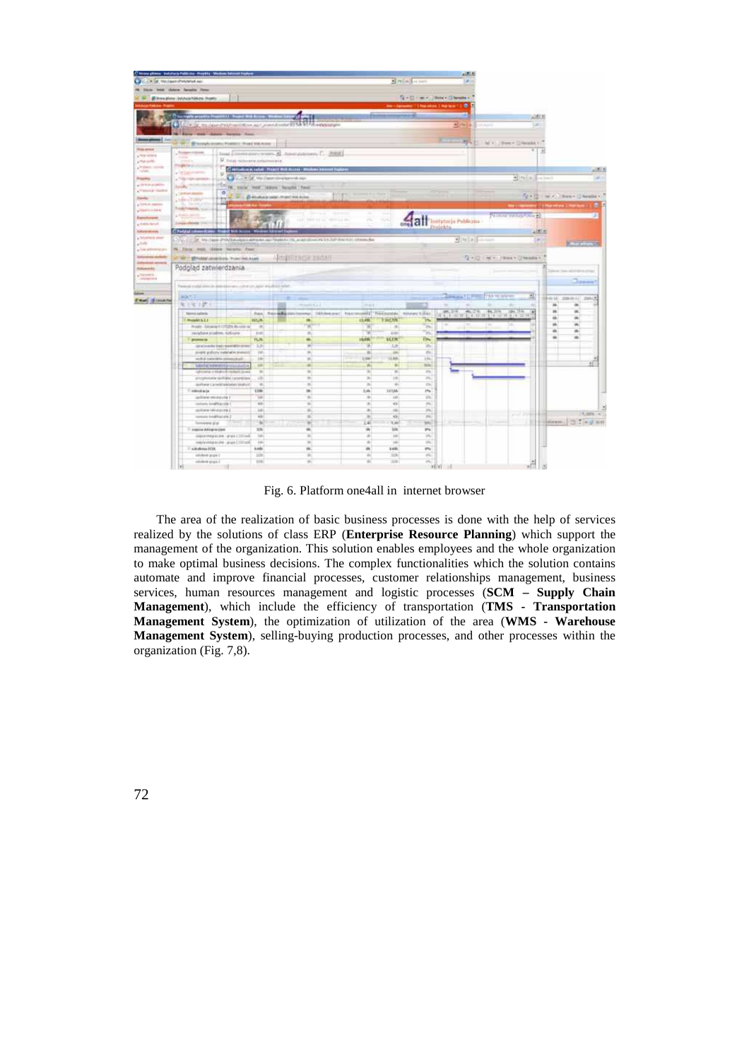Fig. 6. Platform one4all in internet browser

The area of the realization of basic business processes is done with the help of services realized by the solutions of class ERP (**Enterprise Resource Planning**) which support the management of the organization. This solution enables employees and the whole organization to make optimal business decisions. The complex functionalities which the solution contains automate and improve financial processes, customer relationships management, business services, human resources management and logistic processes (**SCM – Supply Chain Management**), which include the efficiency of transportation (**TMS - Transportation Management System**), the optimization of utilization of the area (**WMS - Warehouse Management System**), selling-buying production processes, and other processes within the organization (Fig. 7,8).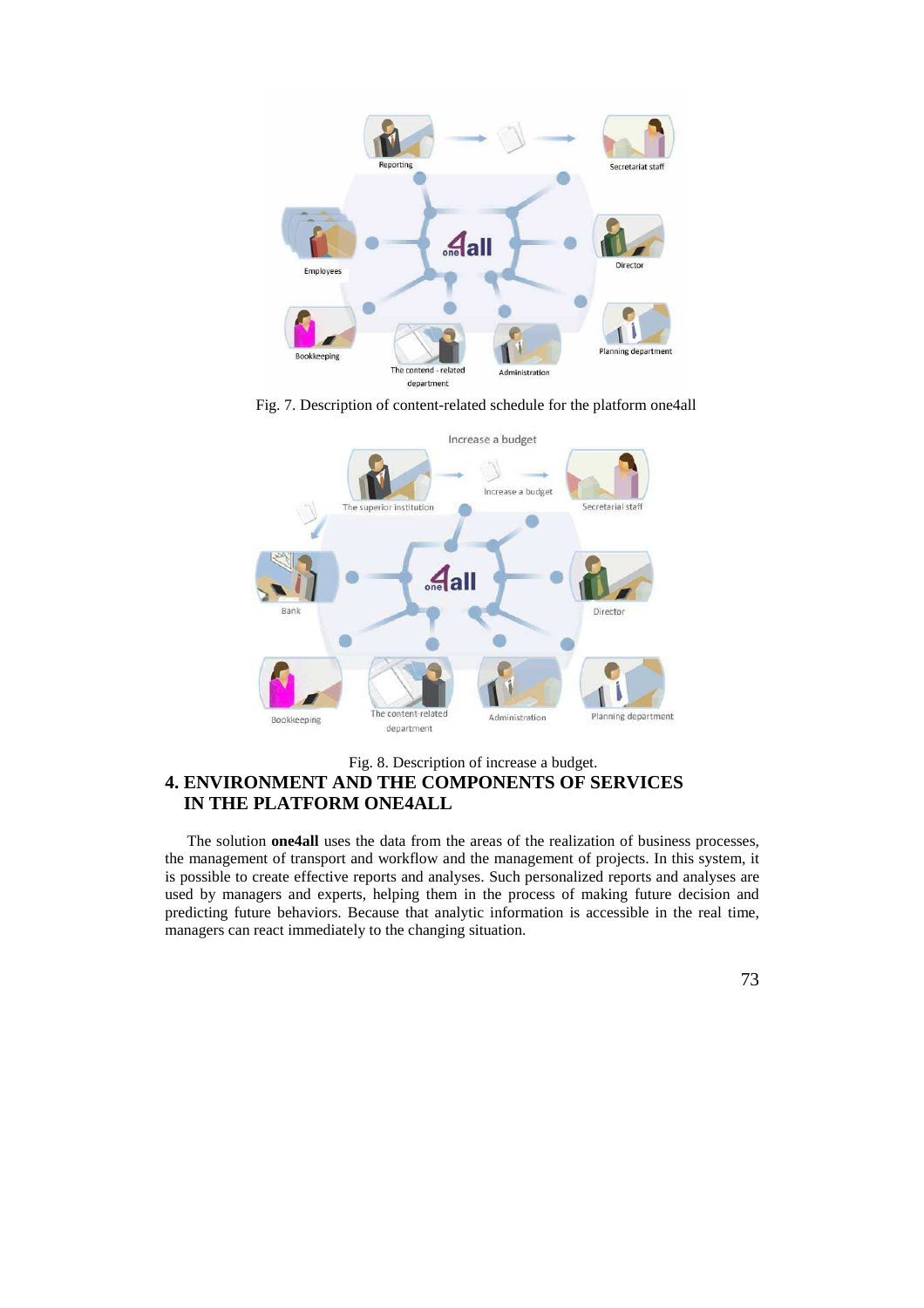Reporting

Secretariat staff

Employees

Director

Bookkeeping

The contend - related department

Administration

Planning department

Fig. 7. Description of content-related schedule for the platform one4all

Increase a budget

The superior institution

Increase a budget

Secretarial staff

Bank

Director

Bookkeeping

The content-related department

Administration

Planning department

Fig. 8. Description of increase a budget.

## 4. ENVIRONMENT AND THE COMPONENTS OF SERVICES IN THE PLATFORM ONE4ALL

The solution **one4all** uses the data from the areas of the realization of business processes, the management of transport and workflow and the management of projects. In this system, it is possible to create effective reports and analyses. Such personalized reports and analyses are used by managers and experts, helping them in the process of making future decision and predicting future behaviors. Because that analytic information is accessible in the real time, managers can react immediately to the changing situation.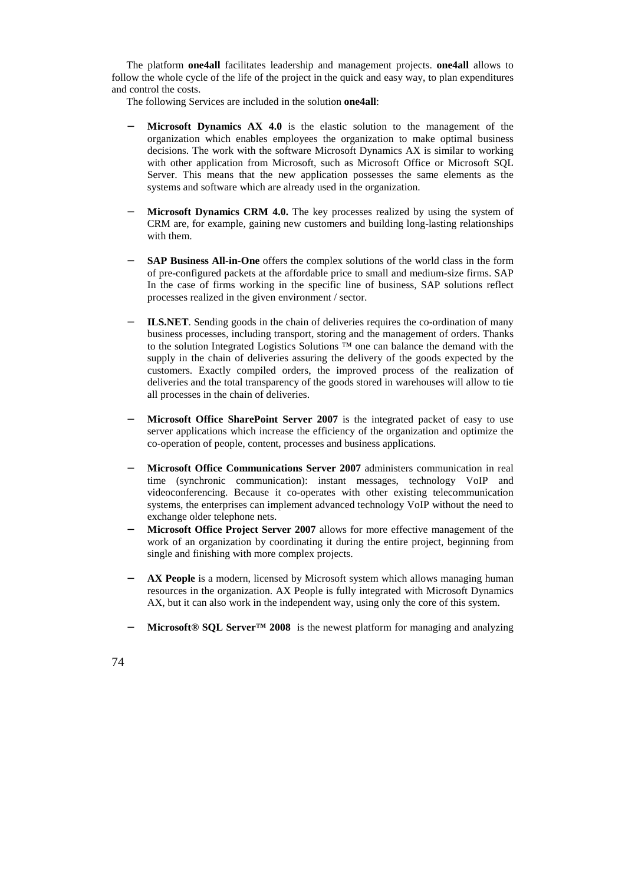The platform **one4all** facilitates leadership and management projects. **one4all** allows to follow the whole cycle of the life of the project in the quick and easy way, to plan expenditures and control the costs.

The following Services are included in the solution **one4all**:

- **Microsoft Dynamics AX 4.0** is the elastic solution to the management of the organization which enables employees the organization to make optimal business decisions. The work with the software Microsoft Dynamics AX is similar to working with other application from Microsoft, such as Microsoft Office or Microsoft SQL Server. This means that the new application possesses the same elements as the systems and software which are already used in the organization.

- **Microsoft Dynamics CRM 4.0.** The key processes realized by using the system of CRM are, for example, gaining new customers and building long-lasting relationships with them.

- **SAP Business All-in-One** offers the complex solutions of the world class in the form of pre-configured packets at the affordable price to small and medium-size firms. SAP In the case of firms working in the specific line of business, SAP solutions reflect processes realized in the given environment / sector.

- **ILS.NET**. Sending goods in the chain of deliveries requires the co-ordination of many business processes, including transport, storing and the management of orders. Thanks to the solution Integrated Logistics Solutions ™ one can balance the demand with the supply in the chain of deliveries assuring the delivery of the goods expected by the customers. Exactly compiled orders, the improved process of the realization of deliveries and the total transparency of the goods stored in warehouses will allow to tie all processes in the chain of deliveries.

- **Microsoft Office SharePoint Server 2007** is the integrated packet of easy to use server applications which increase the efficiency of the organization and optimize the co-operation of people, content, processes and business applications.

- **Microsoft Office Communications Server 2007** administers communication in real time (synchronic communication): instant messages, technology VoIP and videoconferencing. Because it co-operates with other existing telecommunication systems, the enterprises can implement advanced technology VoIP without the need to exchange older telephone nets.

- **Microsoft Office Project Server 2007** allows for more effective management of the work of an organization by coordinating it during the entire project, beginning from single and finishing with more complex projects.

- **AX People** is a modern, licensed by Microsoft system which allows managing human resources in the organization. AX People is fully integrated with Microsoft Dynamics AX, but it can also work in the independent way, using only the core of this system.

- **Microsoft® SQL Server™ 2008** is the newest platform for managing and analyzing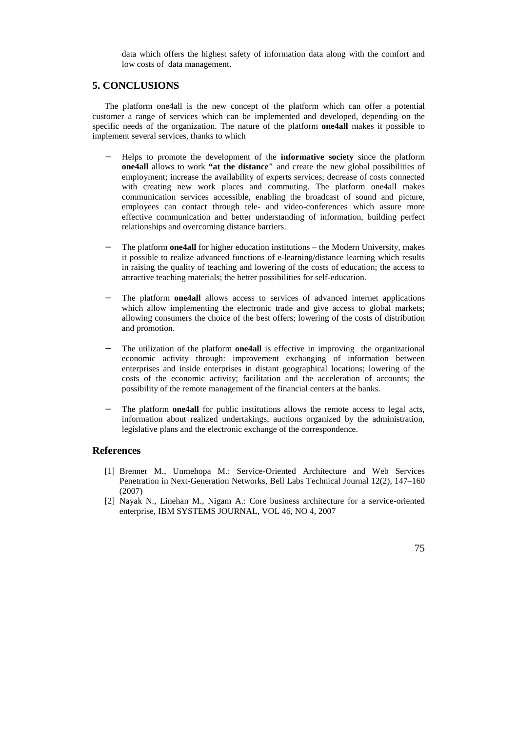data which offers the highest safety of information data along with the comfort and low costs of data management.

## 5. CONCLUSIONS

The platform one4all is the new concept of the platform which can offer a potential customer a range of services which can be implemented and developed, depending on the specific needs of the organization. The nature of the platform **one4all** makes it possible to implement several services, thanks to which

- Helps to promote the development of the **informative society** since the platform **one4all** allows to work **"at the distance"** and create the new global possibilities of employment; increase the availability of experts services; decrease of costs connected with creating new work places and commuting. The platform one4all makes communication services accessible, enabling the broadcast of sound and picture, employees can contact through tele- and video-conferences which assure more effective communication and better understanding of information, building perfect relationships and overcoming distance barriers.

- The platform **one4all** for higher education institutions – the Modern University, makes it possible to realize advanced functions of e-learning/distance learning which results in raising the quality of teaching and lowering of the costs of education; the access to attractive teaching materials; the better possibilities for self-education.

- The platform **one4all** allows access to services of advanced internet applications which allow implementing the electronic trade and give access to global markets; allowing consumers the choice of the best offers; lowering of the costs of distribution and promotion.

- The utilization of the platform **one4all** is effective in improving the organizational economic activity through: improvement exchanging of information between enterprises and inside enterprises in distant geographical locations; lowering of the costs of the economic activity; facilitation and the acceleration of accounts; the possibility of the remote management of the financial centers at the banks.

- The platform **one4all** for public institutions allows the remote access to legal acts, information about realized undertakings, auctions organized by the administration, legislative plans and the electronic exchange of the correspondence.

## References

[1] Brenner M., Unmehopa M.: Service-Oriented Architecture and Web Services Penetration in Next-Generation Networks, Bell Labs Technical Journal 12(2), 147–160 (2007)

[2] Nayak N., Linehan M., Nigam A.: Core business architecture for a service-oriented enterprise, IBM SYSTEMS JOURNAL, VOL 46, NO 4, 2007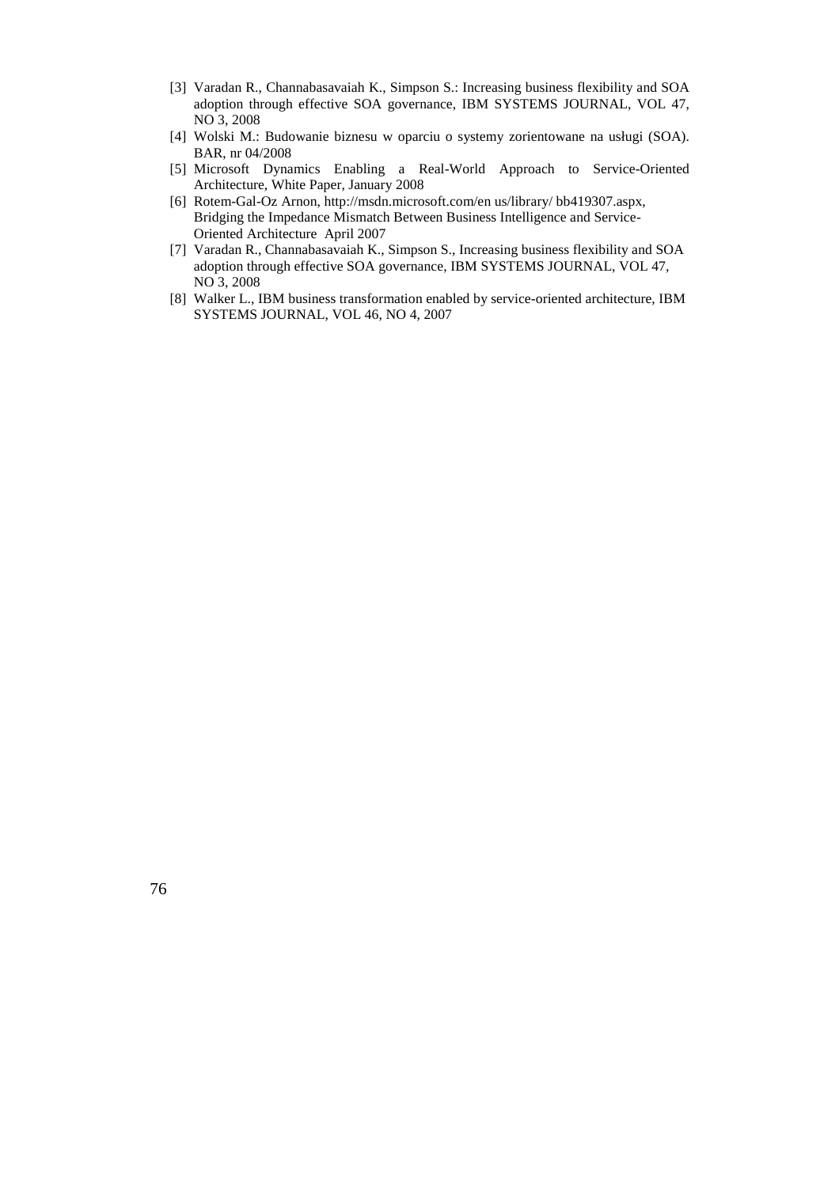[3] Varadan R., Channabasavaiah K., Simpson S.: Increasing business flexibility and SOA adoption through effective SOA governance, IBM SYSTEMS JOURNAL, VOL 47, NO 3, 2008

[4] Wolski M.: Budowanie biznesu w oparciu o systemy zorientowane na usługi (SOA). BAR, nr 04/2008

[5] Microsoft Dynamics Enabling a Real-World Approach to Service-Oriented Architecture, White Paper, January 2008

[6] Rotem-Gal-Oz Arnon, http://msdn.microsoft.com/en us/library/ bb419307.aspx, Bridging the Impedance Mismatch Between Business Intelligence and Service-Oriented Architecture April 2007

[7] Varadan R., Channabasavaiah K., Simpson S., Increasing business flexibility and SOA adoption through effective SOA governance, IBM SYSTEMS JOURNAL, VOL 47, NO 3, 2008

[8] Walker L., IBM business transformation enabled by service-oriented architecture, IBM SYSTEMS JOURNAL, VOL 46, NO 4, 2007